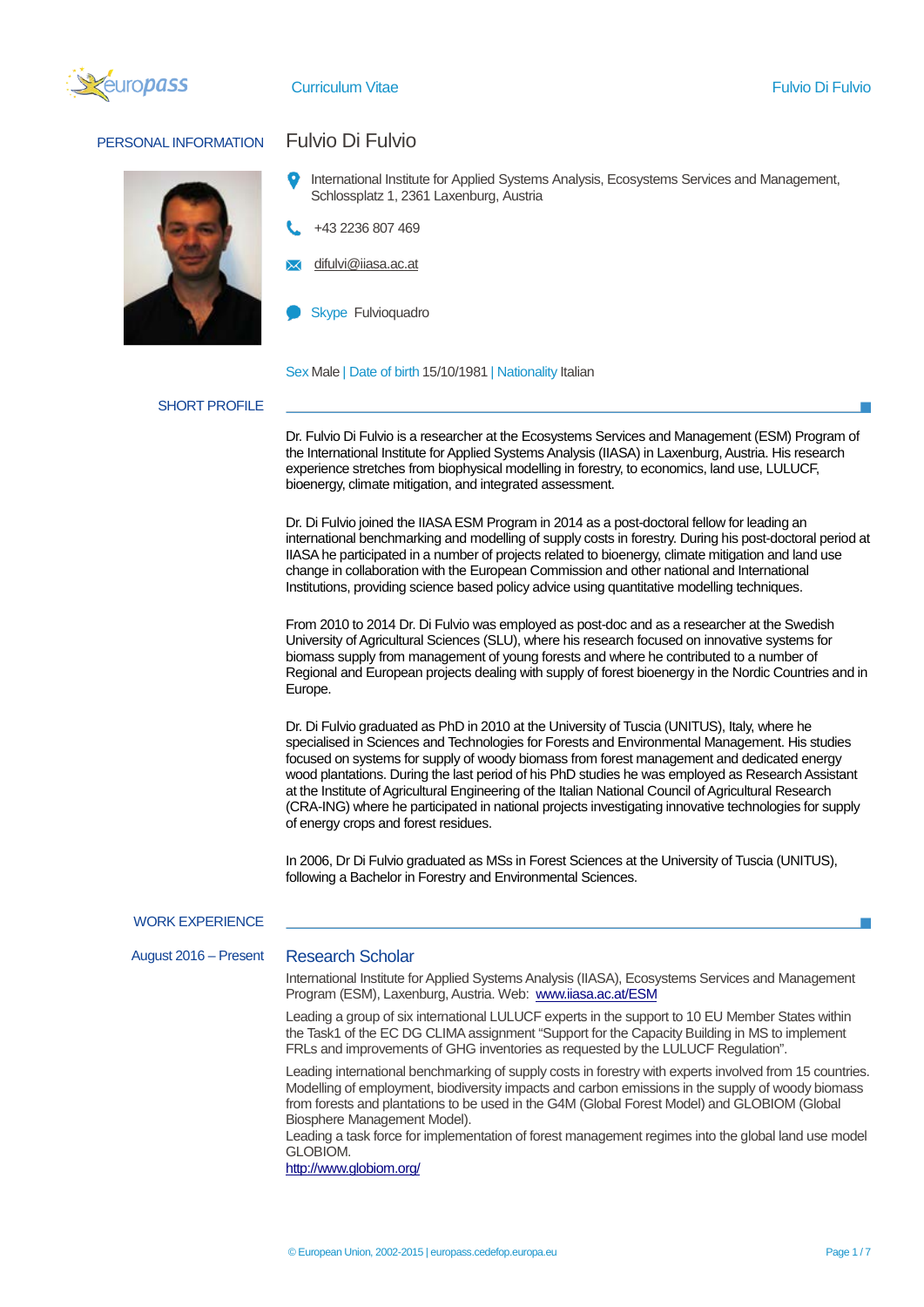# Curriculum Vitae

## PERSONAL INFORMATION

### Fulvio Di Fulvio

International Institute for Applied Systems Analysis, Ecosystems Services and Management, Schlossplatz 1, 2361 Laxenburg, Austria

+43 2236 807 469

difulvi@iiasa.ac.at

Skype Fulvioquadro

Sex Male | Date of birth 15/10/1981 | Nationality Italian

## SHORT PROFILE

Dr. Fulvio Di Fulvio is a researcher at the Ecosystems Services and Management (ESM) Program of the International Institute for Applied Systems Analysis (IIASA) in Laxenburg, Austria. His research experience stretches from biophysical modelling in forestry, to economics, land use, LULUCF, bioenergy, climate mitigation, and integrated assessment.

Dr. Di Fulvio joined the IIASA ESM Program in 2014 as a post-doctoral fellow for leading an international benchmarking and modelling of supply costs in forestry. During his post-doctoral period at IIASA he participated in a number of projects related to bioenergy, climate mitigation and land use change in collaboration with the European Commission and other national and International Institutions, providing science based policy advice using quantitative modelling techniques.

From 2010 to 2014 Dr. Di Fulvio was employed as post-doc and as a researcher at the Swedish University of Agricultural Sciences (SLU), where his research focused on innovative systems for biomass supply from management of young forests and where he contributed to a number of Regional and European projects dealing with supply of forest bioenergy in the Nordic Countries and in Europe.

Dr. Di Fulvio graduated as PhD in 2010 at the University of Tuscia (UNITUS), Italy, where he specialised in Sciences and Technologies for Forests and Environmental Management. His studies focused on systems for supply of woody biomass from forest management and dedicated energy wood plantations. During the last period of his PhD studies he was employed as Research Assistant at the Institute of Agricultural Engineering of the Italian National Council of Agricultural Research (CRA-ING) where he participated in national projects investigating innovative technologies for supply of energy crops and forest residues.

In 2006, Dr Di Fulvio graduated as MSs in Forest Sciences at the University of Tuscia (UNITUS), following a Bachelor in Forestry and Environmental Sciences.

## WORK EXPERIENCE

**August 2016 – Present**

### Research Scholar

International Institute for Applied Systems Analysis (IIASA), Ecosystems Services and Management Program (ESM), Laxenburg, Austria. Web: www.iiasa.ac.at/ESM

Leading a group of six international LULUCF experts in the support to 10 EU Member States within the Task1 of the EC DG CLIMA assignment "Support for the Capacity Building in MS to implement FRLs and improvements of GHG inventories as requested by the LULUCF Regulation".

Leading international benchmarking of supply costs in forestry with experts involved from 15 countries. Modelling of employment, biodiversity impacts and carbon emissions in the supply of woody biomass from forests and plantations to be used in the G4M (Global Forest Model) and GLOBIOM (Global Biosphere Management Model).
Leading a task force for implementation of forest management regimes into the global land use model GLOBIOM.
http://www.globiom.org/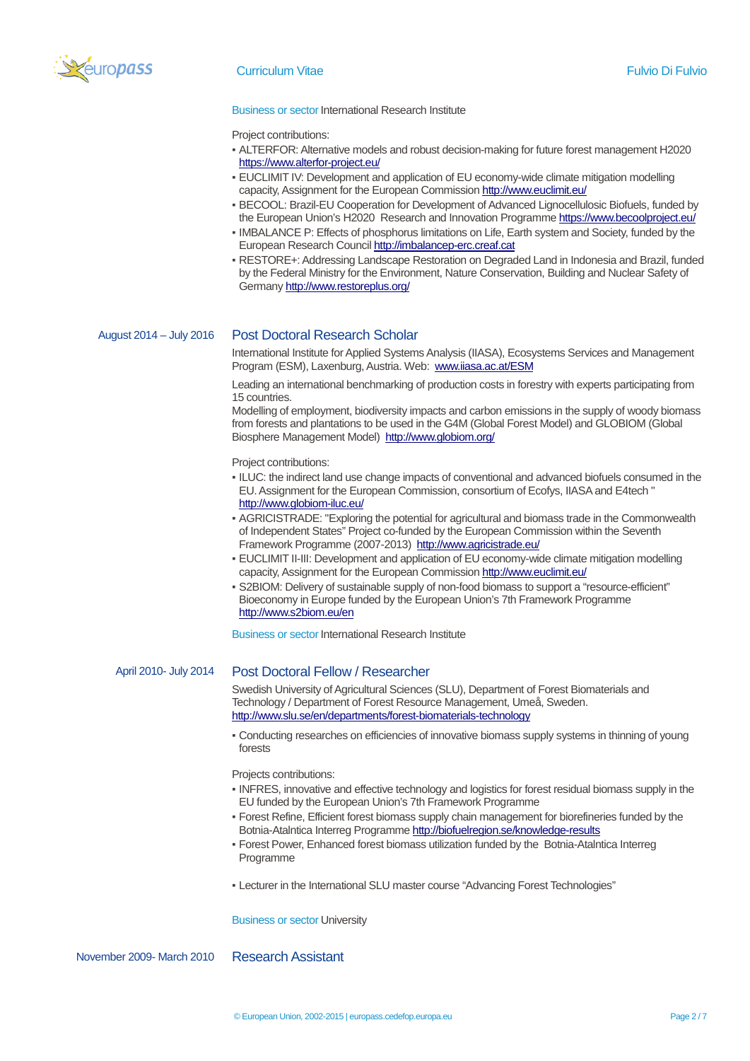Business or sector International Research Institute

Project contributions:

- ALTERFOR: Alternative models and robust decision-making for future forest management H2020 https://www.alterfor-project.eu/
- EUCLIMIT IV: Development and application of EU economy-wide climate mitigation modelling capacity, Assignment for the European Commission http://www.euclimit.eu/
- BECOOL: Brazil-EU Cooperation for Development of Advanced Lignocellulosic Biofuels, funded by the European Union's H2020 Research and Innovation Programme https://www.becoolproject.eu/
- IMBALANCE P: Effects of phosphorus limitations on Life, Earth system and Society, funded by the European Research Council http://imbalancep-erc.creaf.cat
- RESTORE+: Addressing Landscape Restoration on Degraded Land in Indonesia and Brazil, funded by the Federal Ministry for the Environment, Nature Conservation, Building and Nuclear Safety of Germany http://www.restoreplus.org/

August 2014 – July 2016

## Post Doctoral Research Scholar

International Institute for Applied Systems Analysis (IIASA), Ecosystems Services and Management Program (ESM), Laxenburg, Austria. Web: www.iiasa.ac.at/ESM

Leading an international benchmarking of production costs in forestry with experts participating from 15 countries.
Modelling of employment, biodiversity impacts and carbon emissions in the supply of woody biomass from forests and plantations to be used in the G4M (Global Forest Model) and GLOBIOM (Global Biosphere Management Model) http://www.globiom.org/

Project contributions:

- ILUC: the indirect land use change impacts of conventional and advanced biofuels consumed in the EU. Assignment for the European Commission, consortium of Ecofys, IIASA and E4tech " http://www.globiom-iluc.eu/
- AGRICISTRADE: "Exploring the potential for agricultural and biomass trade in the Commonwealth of Independent States" Project co-funded by the European Commission within the Seventh Framework Programme (2007-2013) http://www.agricistrade.eu/
- EUCLIMIT II-III: Development and application of EU economy-wide climate mitigation modelling capacity, Assignment for the European Commission http://www.euclimit.eu/
- S2BIOM: Delivery of sustainable supply of non-food biomass to support a "resource-efficient" Bioeconomy in Europe funded by the European Union's 7th Framework Programme http://www.s2biom.eu/en

Business or sector International Research Institute

April 2010- July 2014

## Post Doctoral Fellow / Researcher

Swedish University of Agricultural Sciences (SLU), Department of Forest Biomaterials and Technology / Department of Forest Resource Management, Umeå, Sweden.
http://www.slu.se/en/departments/forest-biomaterials-technology

- Conducting researches on efficiencies of innovative biomass supply systems in thinning of young forests

Projects contributions:

- INFRES, innovative and effective technology and logistics for forest residual biomass supply in the EU funded by the European Union's 7th Framework Programme
- Forest Refine, Efficient forest biomass supply chain management for biorefineries funded by the Botnia-Atalntica Interreg Programme http://biofuelregion.se/knowledge-results
- Forest Power, Enhanced forest biomass utilization funded by the Botnia-Atalntica Interreg Programme

- Lecturer in the International SLU master course "Advancing Forest Technologies"

Business or sector University

November 2009- March 2010

## Research Assistant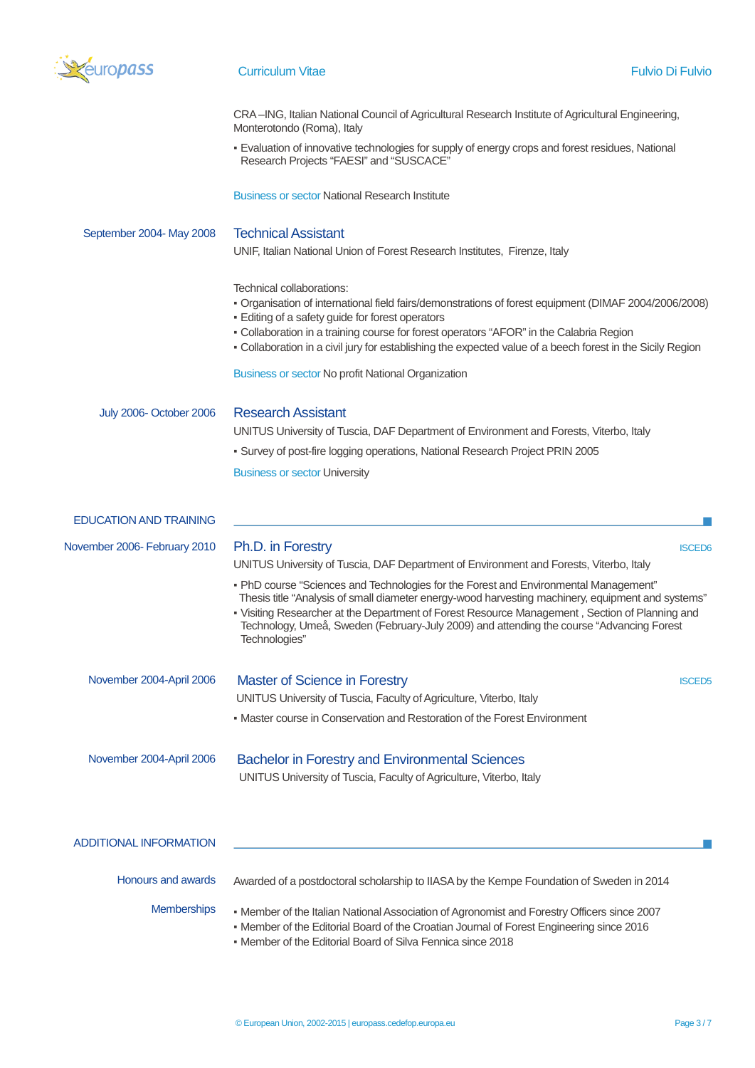CRA –ING, Italian National Council of Agricultural Research Institute of Agricultural Engineering, Monterotondo (Roma), Italy

- Evaluation of innovative technologies for supply of energy crops and forest residues, National Research Projects “FAESI” and “SUSCACE”

Business or sector National Research Institute

September 2004- May 2008

### Technical Assistant

UNIF, Italian National Union of Forest Research Institutes, Firenze, Italy

Technical collaborations:

- Organisation of international field fairs/demonstrations of forest equipment (DIMAF 2004/2006/2008)
- Editing of a safety guide for forest operators
- Collaboration in a training course for forest operators “AFOR” in the Calabria Region
- Collaboration in a civil jury for establishing the expected value of a beech forest in the Sicily Region

Business or sector No profit National Organization

July 2006- October 2006

### Research Assistant

UNITUS University of Tuscia, DAF Department of Environment and Forests, Viterbo, Italy

- Survey of post-fire logging operations, National Research Project PRIN 2005

Business or sector University

## EDUCATION AND TRAINING

November 2006- February 2010

### Ph.D. in Forestry

ISCED6

UNITUS University of Tuscia, DAF Department of Environment and Forests, Viterbo, Italy

- PhD course “Sciences and Technologies for the Forest and Environmental Management”  
  Thesis title “Analysis of small diameter energy-wood harvesting machinery, equipment and systems”
- Visiting Researcher at the Department of Forest Resource Management , Section of Planning and Technology, Umeå, Sweden (February-July 2009) and attending the course “Advancing Forest Technologies”

November 2004-April 2006

### Master of Science in Forestry

ISCED5

UNITUS University of Tuscia, Faculty of Agriculture, Viterbo, Italy

- Master course in Conservation and Restoration of the Forest Environment

November 2004-April 2006

### Bachelor in Forestry and Environmental Sciences

UNITUS University of Tuscia, Faculty of Agriculture, Viterbo, Italy

## ADDITIONAL INFORMATION

Honours and awards

Awarded of a postdoctoral scholarship to IIASA by the Kempe Foundation of Sweden in 2014

Memberships

- Member of the Italian National Association of Agronomist and Forestry Officers since 2007
- Member of the Editorial Board of the Croatian Journal of Forest Engineering since 2016
- Member of the Editorial Board of Silva Fennica since 2018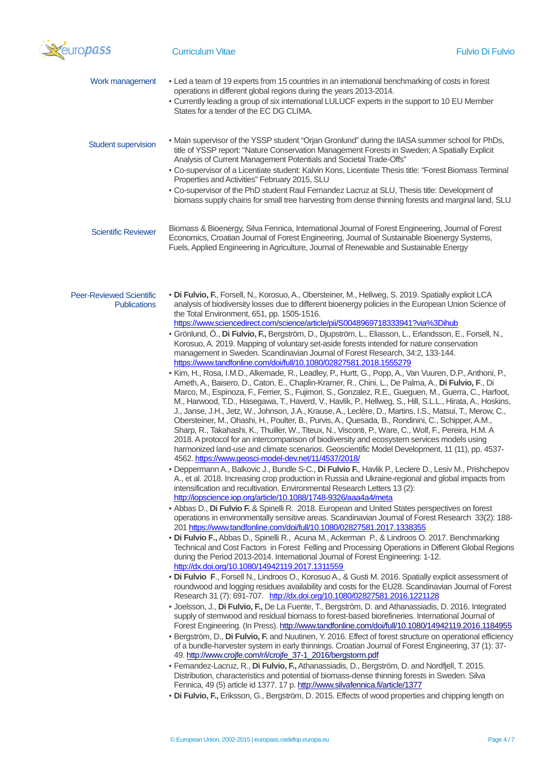## Work management

- Led a team of 19 experts from 15 countries in an international benchmarking of costs in forest operations in different global regions during the years 2013-2014.
- Currently leading a group of six international LULUCF experts in the support to 10 EU Member States for a tender of the EC DG CLIMA.

## Student supervision

- Main supervisor of the YSSP student "Orjan Gronlund" during the IIASA summer school for PhDs, title of YSSP report: "Nature Conservation Management Forests in Sweden; A Spatially Explicit Analysis of Current Management Potentials and Societal Trade-Offs"
- Co-supervisor of a Licentiate student: Kalvin Kons, Licentiate Thesis title: "Forest Biomass Terminal Properties and Activities" February 2015, SLU
- Co-supervisor of the PhD student Raul Fernandez Lacruz at SLU, Thesis title: Development of biomass supply chains for small tree harvesting from dense thinning forests and marginal land, SLU

## Scientific Reviewer

Biomass & Bioenergy, Silva Fennica, International Journal of Forest Engineering, Journal of Forest Economics, Croatian Journal of Forest Engineering, Journal of Sustainable Bioenergy Systems, Fuels, Applied Engineering in Agriculture, Journal of Renewable and Sustainable Energy

## Peer-Reviewed Scientific Publications

- **Di Fulvio, F.**, Forsell, N., Korosuo, A., Obersteiner, M., Hellweg, S. 2019. Spatially explicit LCA analysis of biodiversity losses due to different bioenergy policies in the European Union Science of the Total Environment, 651, pp. 1505-1516. https://www.sciencedirect.com/science/article/pii/S0048969718333941?via%3Dihub
- Grönlund, Ö., **Di Fulvio, F.,** Bergström, D., Djupström, L., Eliasson, L., Erlandsson, E., Forsell, N., Korosuo, A. 2019. Mapping of voluntary set-aside forests intended for nature conservation management in Sweden. Scandinavian Journal of Forest Research, 34:2, 133-144. https://www.tandfonline.com/doi/full/10.1080/02827581.2018.1555279
- Kim, H., Rosa, I.M.D., Alkemade, R., Leadley, P., Hurtt, G., Popp, A., Van Vuuren, D.P., Anthoni, P., Arneth, A., Baisero, D., Caton, E., Chaplin-Kramer, R., Chini, L., De Palma, A., **Di Fulvio, F**., Di Marco, M., Espinoza, F., Ferrier, S., Fujimori, S., Gonzalez, R.E., Gueguen, M., Guerra, C., Harfoot, M., Harwood, T.D., Hasegawa, T., Haverd, V., Havlík, P., Hellweg, S., Hill, S.L.L., Hirata, A., Hoskins, J., Janse, J.H., Jetz, W., Johnson, J.A., Krause, A., Leclère, D., Martins, I.S., Matsui, T., Merow, C., Obersteiner, M., Ohashi, H., Poulter, B., Purvis, A., Quesada, B., Rondinini, C., Schipper, A.M., Sharp, R., Takahashi, K., Thuiller, W., Titeux, N., Visconti, P., Ware, C., Wolf, F., Pereira, H.M. A 2018. A protocol for an intercomparison of biodiversity and ecosystem services models using harmonized land-use and climate scenarios. Geoscientific Model Development, 11 (11), pp. 4537-4562. https://www.geosci-model-dev.net/11/4537/2018/
- Deppermann A., Balkovic J., Bundle S-C., **Di Fulvio F.**, Havlik P., Leclere D., Lesiv M., Prishchepov A., et al. 2018. Increasing crop production in Russia and Ukraine-regional and global impacts from intensification and recultivation. Environmental Research Letters 13 (2): http://iopscience.iop.org/article/10.1088/1748-9326/aaa4a4/meta
- Abbas D., **Di Fulvio F.** & Spinelli R. 2018. European and United States perspectives on forest operations in environmentally sensitive areas. Scandinavian Journal of Forest Research 33(2): 188-201 https://www.tandfonline.com/doi/full/10.1080/02827581.2017.1338355
- **Di Fulvio F.,** Abbas D., Spinelli R., Acuna M., Ackerman P., & Lindroos O. 2017. Benchmarking Technical and Cost Factors in Forest Felling and Processing Operations in Different Global Regions during the Period 2013-2014. International Journal of Forest Engineering: 1-12. http://dx.doi.org/10.1080/14942119.2017.1311559
- **Di Fulvio F**., Forsell N., Lindroos O., Korosuo A., & Gusti M. 2016. Spatially explicit assessment of roundwood and logging residues availability and costs for the EU28. Scandinavian Journal of Forest Research 31 (7): 691-707. http://dx.doi.org/10.1080/02827581.2016.1221128
- Joelsson, J., **Di Fulvio, F.,** De La Fuente, T., Bergström, D. and Athanassiadis, D. 2016. Integrated supply of stemwood and residual biomass to forest-based biorefineries. International Journal of Forest Engineering. (In Press). http://www.tandfonline.com/doi/full/10.1080/14942119.2016.1184955
- Bergström, D., **Di Fulvio, F.** and Nuutinen, Y. 2016. Effect of forest structure on operational efficiency of a bundle-harvester system in early thinnings. Croatian Journal of Forest Engineering, 37 (1): 37-49. http://www.crojfe.com/r/i/crojfe_37-1_2016/bergstorm.pdf
- Fernandez-Lacruz, R., **Di Fulvio, F.,** Athanassiadis, D., Bergström, D. and Nordfjell, T. 2015. Distribution, characteristics and potential of biomass-dense thinning forests in Sweden. Silva Fennica, 49 (5) article id 1377. 17 p. http://www.silvafennica.fi/article/1377
- **Di Fulvio, F.,** Eriksson, G., Bergström, D. 2015. Effects of wood properties and chipping length on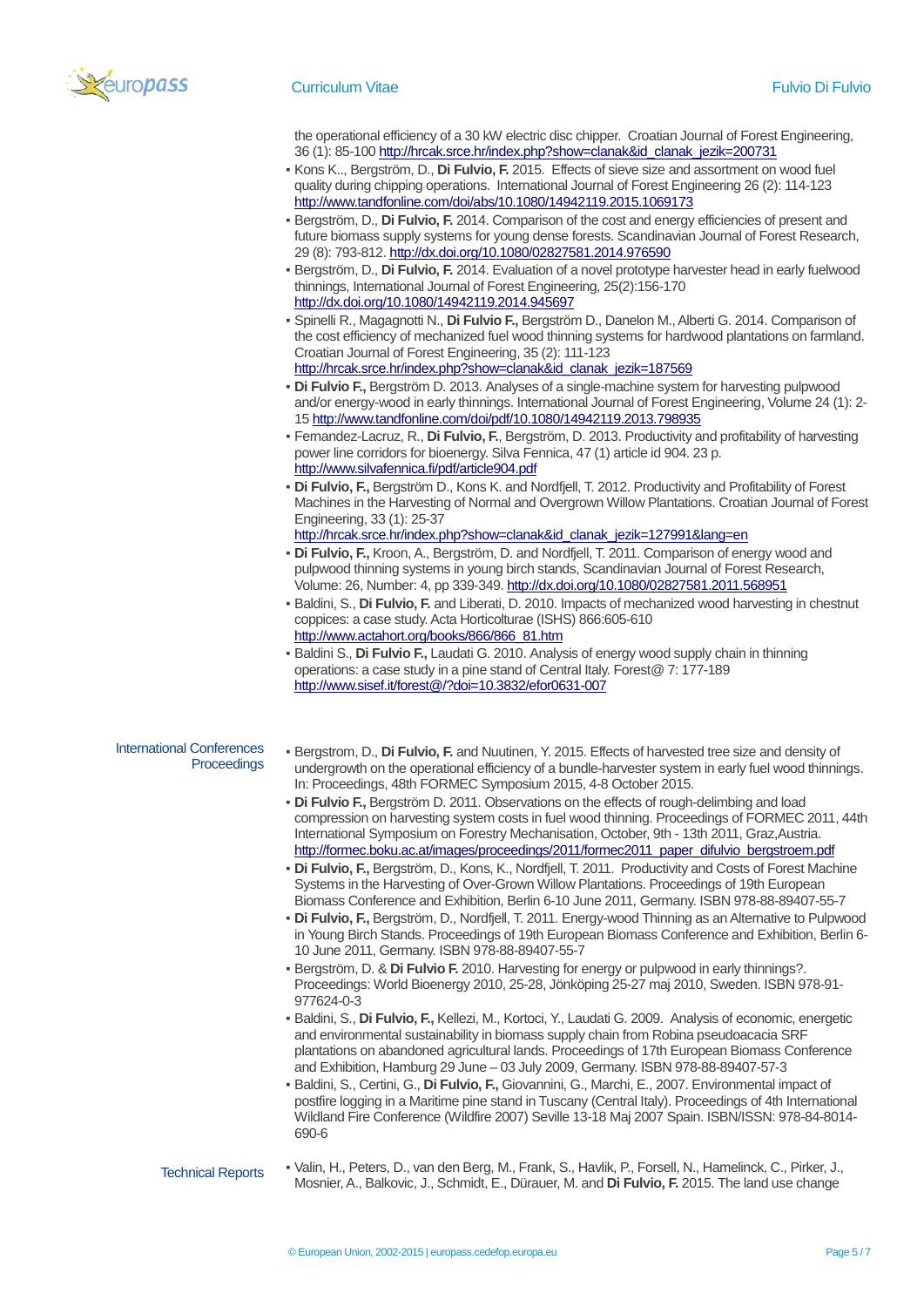the operational efficiency of a 30 kW electric disc chipper. Croatian Journal of Forest Engineering, 36 (1): 85-100 http://hrcak.srce.hr/index.php?show=clanak&id_clanak_jezik=200731

- Kons K.., Bergström, D., **Di Fulvio, F.** 2015. Effects of sieve size and assortment on wood fuel quality during chipping operations. International Journal of Forest Engineering 26 (2): 114-123 http://www.tandfonline.com/doi/abs/10.1080/14942119.2015.1069173
- Bergström, D., **Di Fulvio, F.** 2014. Comparison of the cost and energy efficiencies of present and future biomass supply systems for young dense forests. Scandinavian Journal of Forest Research, 29 (8): 793-812. http://dx.doi.org/10.1080/02827581.2014.976590
- Bergström, D., **Di Fulvio, F.** 2014. Evaluation of a novel prototype harvester head in early fuelwood thinnings, International Journal of Forest Engineering, 25(2):156-170 http://dx.doi.org/10.1080/14942119.2014.945697
- Spinelli R., Magagnotti N., **Di Fulvio F.,** Bergström D., Danelon M., Alberti G. 2014. Comparison of the cost efficiency of mechanized fuel wood thinning systems for hardwood plantations on farmland. Croatian Journal of Forest Engineering, 35 (2): 111-123 http://hrcak.srce.hr/index.php?show=clanak&id_clanak_jezik=187569
- **Di Fulvio F.,** Bergström D. 2013. Analyses of a single-machine system for harvesting pulpwood and/or energy-wood in early thinnings. International Journal of Forest Engineering, Volume 24 (1): 2-15 http://www.tandfonline.com/doi/pdf/10.1080/14942119.2013.798935
- Fernandez-Lacruz, R., **Di Fulvio, F.**, Bergström, D. 2013. Productivity and profitability of harvesting power line corridors for bioenergy. Silva Fennica, 47 (1) article id 904. 23 p. http://www.silvafennica.fi/pdf/article904.pdf
- **Di Fulvio, F.,** Bergström D., Kons K. and Nordfjell, T. 2012. Productivity and Profitability of Forest Machines in the Harvesting of Normal and Overgrown Willow Plantations. Croatian Journal of Forest Engineering, 33 (1): 25-37 http://hrcak.srce.hr/index.php?show=clanak&id_clanak_jezik=127991&lang=en
- **Di Fulvio, F.,** Kroon, A., Bergström, D. and Nordfjell, T. 2011. Comparison of energy wood and pulpwood thinning systems in young birch stands, Scandinavian Journal of Forest Research, Volume: 26, Number: 4, pp 339-349. http://dx.doi.org/10.1080/02827581.2011.568951
- Baldini, S., **Di Fulvio, F.** and Liberati, D. 2010. Impacts of mechanized wood harvesting in chestnut coppices: a case study. Acta Horticolturae (ISHS) 866:605-610 http://www.actahort.org/books/866/866_81.htm
- Baldini S., **Di Fulvio F.,** Laudati G. 2010. Analysis of energy wood supply chain in thinning operations: a case study in a pine stand of Central Italy. Forest@ 7: 177-189 http://www.sisef.it/forest@/?doi=10.3832/efor0631-007

## International Conferences Proceedings

- Bergstrom, D., **Di Fulvio, F.** and Nuutinen, Y. 2015. Effects of harvested tree size and density of undergrowth on the operational efficiency of a bundle-harvester system in early fuel wood thinnings. In: Proceedings, 48th FORMEC Symposium 2015, 4-8 October 2015.
- **Di Fulvio F.,** Bergström D. 2011. Observations on the effects of rough-delimbing and load compression on harvesting system costs in fuel wood thinning. Proceedings of FORMEC 2011, 44th International Symposium on Forestry Mechanisation, October, 9th - 13th 2011, Graz,Austria. http://formec.boku.ac.at/images/proceedings/2011/formec2011_paper_difulvio_bergstroem.pdf
- **Di Fulvio, F.,** Bergström, D., Kons, K., Nordfjell, T. 2011. Productivity and Costs of Forest Machine Systems in the Harvesting of Over-Grown Willow Plantations. Proceedings of 19th European Biomass Conference and Exhibition, Berlin 6-10 June 2011, Germany. ISBN 978-88-89407-55-7
- **Di Fulvio, F.,** Bergström, D., Nordfjell, T. 2011. Energy-wood Thinning as an Alternative to Pulpwood in Young Birch Stands. Proceedings of 19th European Biomass Conference and Exhibition, Berlin 6-10 June 2011, Germany. ISBN 978-88-89407-55-7
- Bergström, D. & **Di Fulvio F.** 2010. Harvesting for energy or pulpwood in early thinnings?. Proceedings: World Bioenergy 2010, 25-28, Jönköping 25-27 maj 2010, Sweden. ISBN 978-91-977624-0-3
- Baldini, S., **Di Fulvio, F.,** Kellezi, M., Kortoci, Y., Laudati G. 2009. Analysis of economic, energetic and environmental sustainability in biomass supply chain from Robina pseudoacacia SRF plantations on abandoned agricultural lands. Proceedings of 17th European Biomass Conference and Exhibition, Hamburg 29 June – 03 July 2009, Germany. ISBN 978-88-89407-57-3
- Baldini, S., Certini, G., **Di Fulvio, F.,** Giovannini, G., Marchi, E., 2007. Environmental impact of postfire logging in a Maritime pine stand in Tuscany (Central Italy). Proceedings of 4th International Wildland Fire Conference (Wildfire 2007) Seville 13-18 Maj 2007 Spain. ISBN/ISSN: 978-84-8014-690-6

## Technical Reports

- Valin, H., Peters, D., van den Berg, M., Frank, S., Havlik, P., Forsell, N., Hamelinck, C., Pirker, J., Mosnier, A., Balkovic, J., Schmidt, E., Dürauer, M. and **Di Fulvio, F.** 2015. The land use change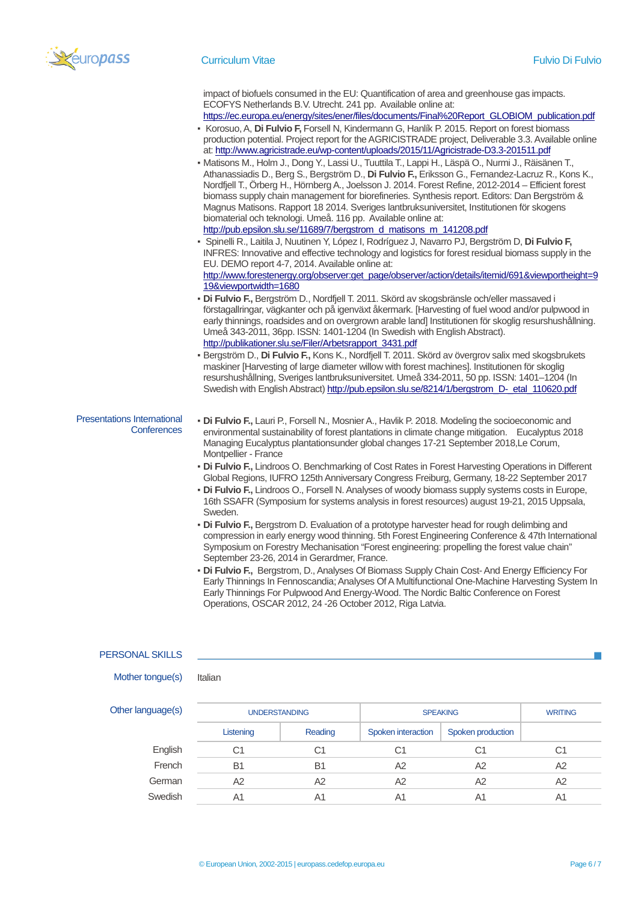impact of biofuels consumed in the EU: Quantification of area and greenhouse gas impacts. ECOFYS Netherlands B.V. Utrecht. 241 pp. Available online at: https://ec.europa.eu/energy/sites/ener/files/documents/Final%20Report_GLOBIOM_publication.pdf

- Korosuo, A, **Di Fulvio F,** Forsell N, Kindermann G, Hanlík P. 2015. Report on forest biomass production potential. Project report for the AGRICISTRADE project, Deliverable 3.3. Available online at: http://www.agricistrade.eu/wp-content/uploads/2015/11/Agricistrade-D3.3-201511.pdf
- Matisons M., Holm J., Dong Y., Lassi U., Tuuttila T., Lappi H., Läspä O., Nurmi J., Räisänen T., Athanassiadis D., Berg S., Bergström D., **Di Fulvio F.,** Eriksson G., Fernandez-Lacruz R., Kons K., Nordfjell T., Örberg H., Hörnberg A., Joelsson J. 2014. Forest Refine, 2012-2014 – Efficient forest biomass supply chain management for biorefineries. Synthesis report. Editors: Dan Bergström & Magnus Matisons. Rapport 18 2014. Sveriges lantbruksuniversitet, Institutionen för skogens biomaterial och teknologi. Umeå. 116 pp. Available online at: http://pub.epsilon.slu.se/11689/7/bergstrom_d_matisons_m_141208.pdf
- Spinelli R., Laitila J, Nuutinen Y, López I, Rodríguez J, Navarro PJ, Bergström D, **Di Fulvio F,** INFRES: Innovative and effective technology and logistics for forest residual biomass supply in the EU. DEMO report 4-7, 2014. Available online at: http://www.forestenergy.org/observer:get_page/observer/action/details/itemid/691&viewportheight=919&viewportwidth=1680
- **Di Fulvio F.,** Bergström D., Nordfjell T. 2011. Skörd av skogsbränsle och/eller massaved i förstagallringar, vägkanter och på igenväxt åkermark. [Harvesting of fuel wood and/or pulpwood in early thinnings, roadsides and on overgrown arable land] Institutionen för skoglig resurshushållning. Umeå 343-2011, 36pp. ISSN: 1401-1204 (In Swedish with English Abstract). http://publikationer.slu.se/Filer/Arbetsrapport_3431.pdf
- Bergström D., **Di Fulvio F.,** Kons K., Nordfjell T. 2011. Skörd av övergrov salix med skogsbrukets maskiner [Harvesting of large diameter willow with forest machines]. Institutionen för skoglig resurshushållning, Sveriges lantbruksuniversitet. Umeå 334-2011, 50 pp. ISSN: 1401–1204 (In Swedish with English Abstract) http://pub.epsilon.slu.se/8214/1/bergstrom_D-_etal_110620.pdf

**Presentations International Conferences**

- **Di Fulvio F.,** Lauri P., Forsell N., Mosnier A., Havlik P. 2018. Modeling the socioeconomic and environmental sustainability of forest plantations in climate change mitigation. Eucalyptus 2018 Managing Eucalyptus plantationsunder global changes 17-21 September 2018,Le Corum, Montpellier - France
- **Di Fulvio F.,** Lindroos O. Benchmarking of Cost Rates in Forest Harvesting Operations in Different Global Regions, IUFRO 125th Anniversary Congress Freiburg, Germany, 18-22 September 2017
- **Di Fulvio F.,** Lindroos O., Forsell N. Analyses of woody biomass supply systems costs in Europe, 16th SSAFR (Symposium for systems analysis in forest resources) august 19-21, 2015 Uppsala, Sweden.
- **Di Fulvio F.,** Bergstrom D. Evaluation of a prototype harvester head for rough delimbing and compression in early energy wood thinning. 5th Forest Engineering Conference & 47th International Symposium on Forestry Mechanisation "Forest engineering: propelling the forest value chain" September 23-26, 2014 in Gerardmer, France.
- **Di Fulvio F.,** Bergstrom, D., Analyses Of Biomass Supply Chain Cost- And Energy Efficiency For Early Thinnings In Fennoscandia; Analyses Of A Multifunctional One-Machine Harvesting System In Early Thinnings For Pulpwood And Energy-Wood. The Nordic Baltic Conference on Forest Operations, OSCAR 2012, 24 -26 October 2012, Riga Latvia.

## PERSONAL SKILLS

**Mother tongue(s)** Italian

**Other language(s)**

| | UNDERSTANDING | | SPEAKING | | WRITING |
|---|---|---|---|---|---|
| | Listening | Reading | Spoken interaction | Spoken production | |
| English | C1 | C1 | C1 | C1 | C1 |
| French | B1 | B1 | A2 | A2 | A2 |
| German | A2 | A2 | A2 | A2 | A2 |
| Swedish | A1 | A1 | A1 | A1 | A1 |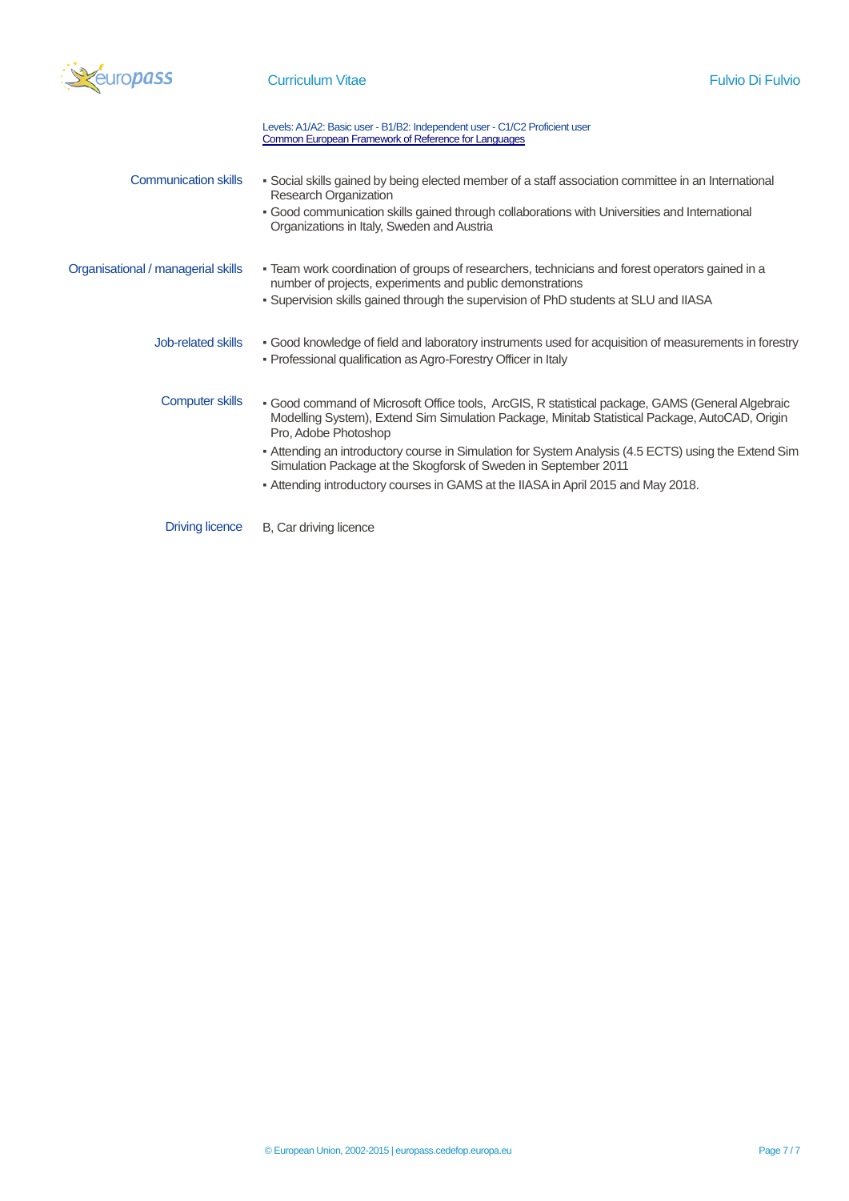Levels: A1/A2: Basic user - B1/B2: Independent user - C1/C2 Proficient user
Common European Framework of Reference for Languages

**Communication skills**

- Social skills gained by being elected member of a staff association committee in an International Research Organization
- Good communication skills gained through collaborations with Universities and International Organizations in Italy, Sweden and Austria

**Organisational / managerial skills**

- Team work coordination of groups of researchers, technicians and forest operators gained in a number of projects, experiments and public demonstrations
- Supervision skills gained through the supervision of PhD students at SLU and IIASA

**Job-related skills**

- Good knowledge of field and laboratory instruments used for acquisition of measurements in forestry
- Professional qualification as Agro-Forestry Officer in Italy

**Computer skills**

- Good command of Microsoft Office tools, ArcGIS, R statistical package, GAMS (General Algebraic Modelling System), Extend Sim Simulation Package, Minitab Statistical Package, AutoCAD, Origin Pro, Adobe Photoshop
- Attending an introductory course in Simulation for System Analysis (4.5 ECTS) using the Extend Sim Simulation Package at the Skogforsk of Sweden in September 2011
- Attending introductory courses in GAMS at the IIASA in April 2015 and May 2018.

**Driving licence**

B, Car driving licence